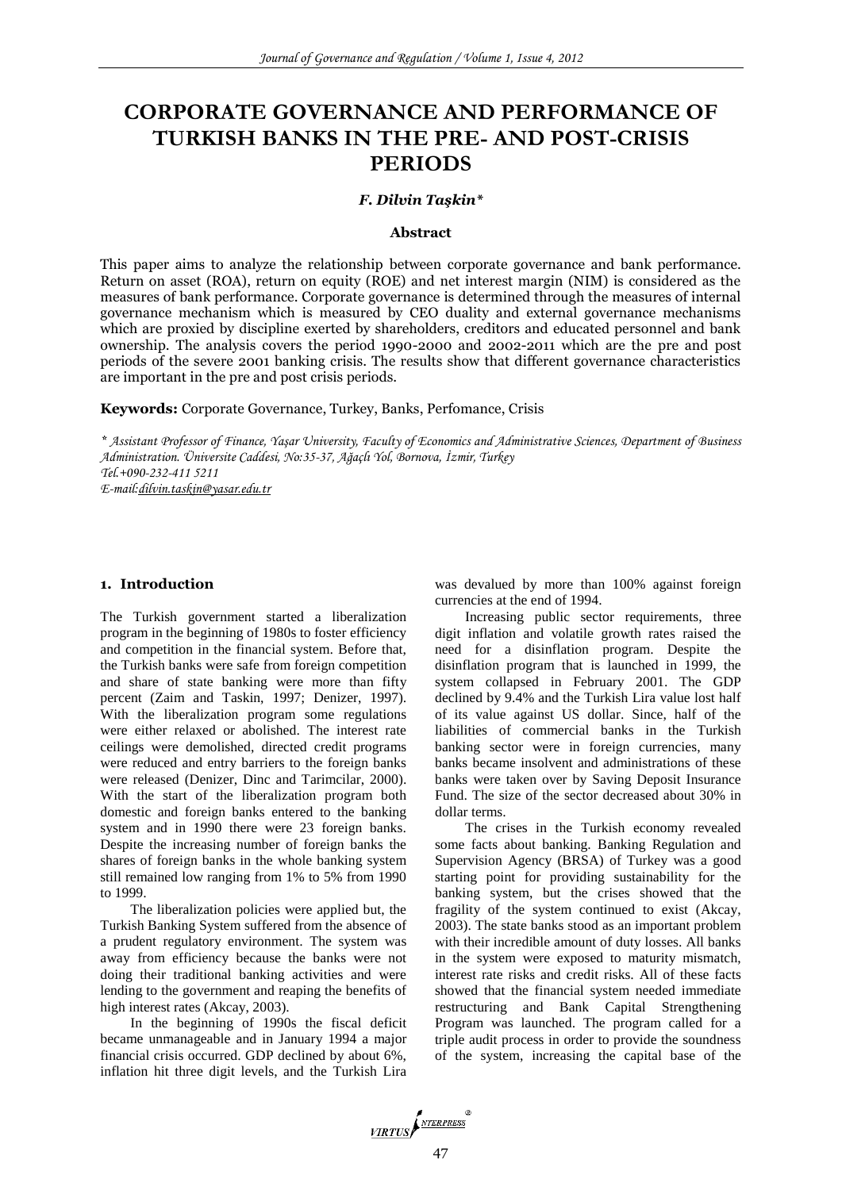# CORPORATE GOVERNANCE AND PERFORMANCE OF TURKISH BANKS IN THE PRE- AND POST-CRISIS PERIODS

***F. Dilvin Taşkin****

### Abstract

This paper aims to analyze the relationship between corporate governance and bank performance. Return on asset (ROA), return on equity (ROE) and net interest margin (NIM) is considered as the measures of bank performance. Corporate governance is determined through the measures of internal governance mechanism which is measured by CEO duality and external governance mechanisms which are proxied by discipline exerted by shareholders, creditors and educated personnel and bank ownership. The analysis covers the period 1990-2000 and 2002-2011 which are the pre and post periods of the severe 2001 banking crisis. The results show that different governance characteristics are important in the pre and post crisis periods.

**Keywords:** Corporate Governance, Turkey, Banks, Perfomance, Crisis

*\* Assistant Professor of Finance, Yaşar University, Faculty of Economics and Administrative Sciences, Department of Business Administration. Üniversite Caddesi, No:35-37, Ağaçlı Yol, Bornova, İzmir, Turkey*
*Tel.+090-232-411 5211*
*E-mail:dilvin.taskin@yasar.edu.tr*

## 1. Introduction

The Turkish government started a liberalization program in the beginning of 1980s to foster efficiency and competition in the financial system. Before that, the Turkish banks were safe from foreign competition and share of state banking were more than fifty percent (Zaim and Taskin, 1997; Denizer, 1997). With the liberalization program some regulations were either relaxed or abolished. The interest rate ceilings were demolished, directed credit programs were reduced and entry barriers to the foreign banks were released (Denizer, Dinc and Tarimcilar, 2000). With the start of the liberalization program both domestic and foreign banks entered to the banking system and in 1990 there were 23 foreign banks. Despite the increasing number of foreign banks the shares of foreign banks in the whole banking system still remained low ranging from 1% to 5% from 1990 to 1999.

The liberalization policies were applied but, the Turkish Banking System suffered from the absence of a prudent regulatory environment. The system was away from efficiency because the banks were not doing their traditional banking activities and were lending to the government and reaping the benefits of high interest rates (Akcay, 2003).

In the beginning of 1990s the fiscal deficit became unmanageable and in January 1994 a major financial crisis occurred. GDP declined by about 6%, inflation hit three digit levels, and the Turkish Lira was devalued by more than 100% against foreign currencies at the end of 1994.

Increasing public sector requirements, three digit inflation and volatile growth rates raised the need for a disinflation program. Despite the disinflation program that is launched in 1999, the system collapsed in February 2001. The GDP declined by 9.4% and the Turkish Lira value lost half of its value against US dollar. Since, half of the liabilities of commercial banks in the Turkish banking sector were in foreign currencies, many banks became insolvent and administrations of these banks were taken over by Saving Deposit Insurance Fund. The size of the sector decreased about 30% in dollar terms.

The crises in the Turkish economy revealed some facts about banking. Banking Regulation and Supervision Agency (BRSA) of Turkey was a good starting point for providing sustainability for the banking system, but the crises showed that the fragility of the system continued to exist (Akcay, 2003). The state banks stood as an important problem with their incredible amount of duty losses. All banks in the system were exposed to maturity mismatch, interest rate risks and credit risks. All of these facts showed that the financial system needed immediate restructuring and Bank Capital Strengthening Program was launched. The program called for a triple audit process in order to provide the soundness of the system, increasing the capital base of the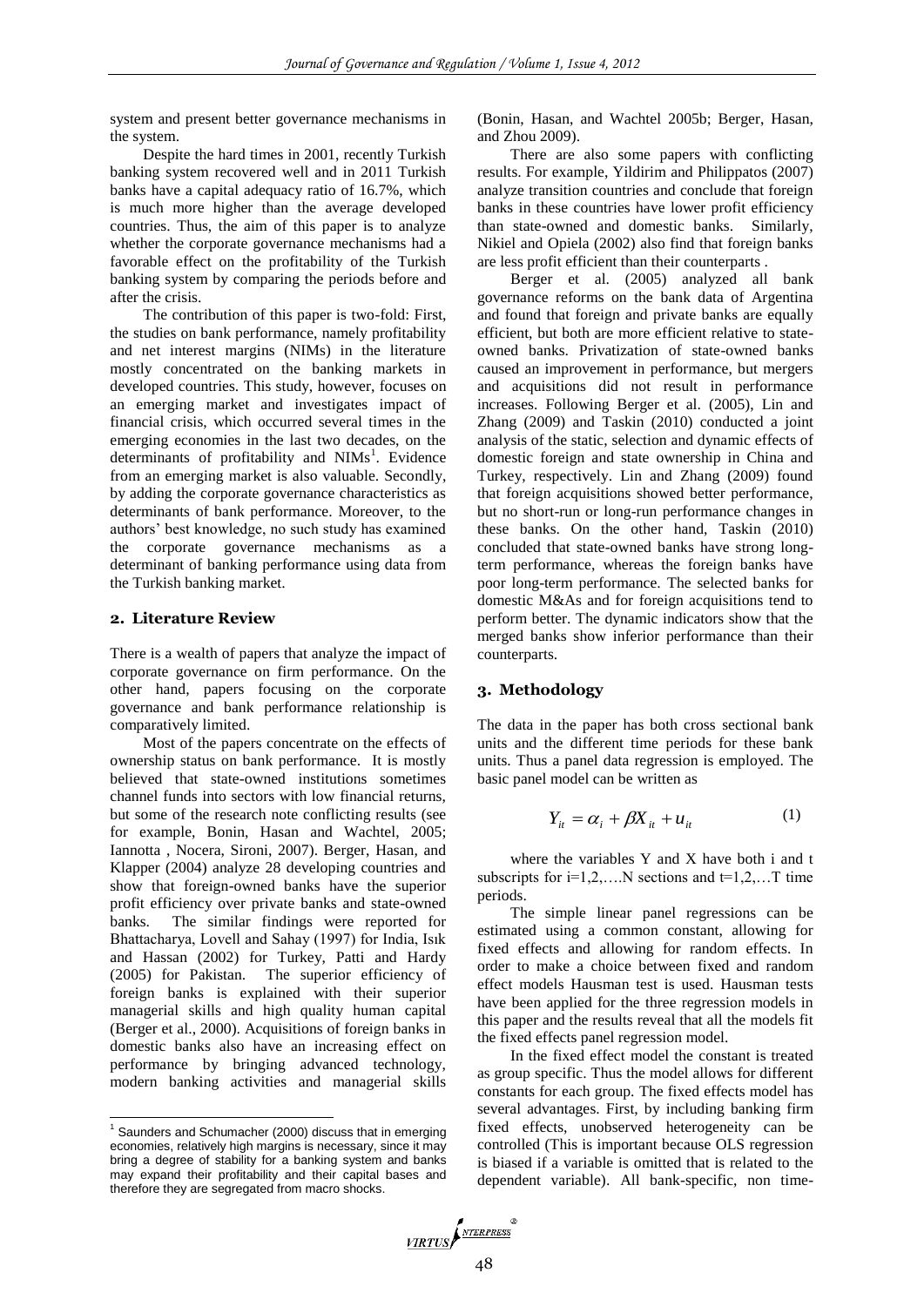system and present better governance mechanisms in the system.

Despite the hard times in 2001, recently Turkish banking system recovered well and in 2011 Turkish banks have a capital adequacy ratio of 16.7%, which is much more higher than the average developed countries. Thus, the aim of this paper is to analyze whether the corporate governance mechanisms had a favorable effect on the profitability of the Turkish banking system by comparing the periods before and after the crisis.

The contribution of this paper is two-fold: First, the studies on bank performance, namely profitability and net interest margins (NIMs) in the literature mostly concentrated on the banking markets in developed countries. This study, however, focuses on an emerging market and investigates impact of financial crisis, which occurred several times in the emerging economies in the last two decades, on the determinants of profitability and NIMs[1]. Evidence from an emerging market is also valuable. Secondly, by adding the corporate governance characteristics as determinants of bank performance. Moreover, to the authors' best knowledge, no such study has examined the corporate governance mechanisms as a determinant of banking performance using data from the Turkish banking market.

## 2. Literature Review

There is a wealth of papers that analyze the impact of corporate governance on firm performance. On the other hand, papers focusing on the corporate governance and bank performance relationship is comparatively limited.

Most of the papers concentrate on the effects of ownership status on bank performance. It is mostly believed that state-owned institutions sometimes channel funds into sectors with low financial returns, but some of the research note conflicting results (see for example, Bonin, Hasan and Wachtel, 2005; Iannotta , Nocera, Sironi, 2007). Berger, Hasan, and Klapper (2004) analyze 28 developing countries and show that foreign-owned banks have the superior profit efficiency over private banks and state-owned banks. The similar findings were reported for Bhattacharya, Lovell and Sahay (1997) for India, Isık and Hassan (2002) for Turkey, Patti and Hardy (2005) for Pakistan. The superior efficiency of foreign banks is explained with their superior managerial skills and high quality human capital (Berger et al., 2000). Acquisitions of foreign banks in domestic banks also have an increasing effect on performance by bringing advanced technology, modern banking activities and managerial skills (Bonin, Hasan, and Wachtel 2005b; Berger, Hasan, and Zhou 2009).

There are also some papers with conflicting results. For example, Yildirim and Philippatos (2007) analyze transition countries and conclude that foreign banks in these countries have lower profit efficiency than state-owned and domestic banks. Similarly, Nikiel and Opiela (2002) also find that foreign banks are less profit efficient than their counterparts .

Berger et al. (2005) analyzed all bank governance reforms on the bank data of Argentina and found that foreign and private banks are equally efficient, but both are more efficient relative to state-owned banks. Privatization of state-owned banks caused an improvement in performance, but mergers and acquisitions did not result in performance increases. Following Berger et al. (2005), Lin and Zhang (2009) and Taskin (2010) conducted a joint analysis of the static, selection and dynamic effects of domestic foreign and state ownership in China and Turkey, respectively. Lin and Zhang (2009) found that foreign acquisitions showed better performance, but no short-run or long-run performance changes in these banks. On the other hand, Taskin (2010) concluded that state-owned banks have strong long-term performance, whereas the foreign banks have poor long-term performance. The selected banks for domestic M&As and for foreign acquisitions tend to perform better. The dynamic indicators show that the merged banks show inferior performance than their counterparts.

## 3. Methodology

The data in the paper has both cross sectional bank units and the different time periods for these bank units. Thus a panel data regression is employed. The basic panel model can be written as

$$Y_{it} = \alpha_i + \beta X_{it} + u_{it} \qquad (1)$$

where the variables Y and X have both i and t subscripts for $i=1,2,\ldots.N$ sections and $t=1,2,\ldots T$ time periods.

The simple linear panel regressions can be estimated using a common constant, allowing for fixed effects and allowing for random effects. In order to make a choice between fixed and random effect models Hausman test is used. Hausman tests have been applied for the three regression models in this paper and the results reveal that all the models fit the fixed effects panel regression model.

In the fixed effect model the constant is treated as group specific. Thus the model allows for different constants for each group. The fixed effects model has several advantages. First, by including banking firm fixed effects, unobserved heterogeneity can be controlled (This is important because OLS regression is biased if a variable is omitted that is related to the dependent variable). All bank-specific, non time-

[1] Saunders and Schumacher (2000) discuss that in emerging economies, relatively high margins is necessary, since it may bring a degree of stability for a banking system and banks may expand their profitability and their capital bases and therefore they are segregated from macro shocks.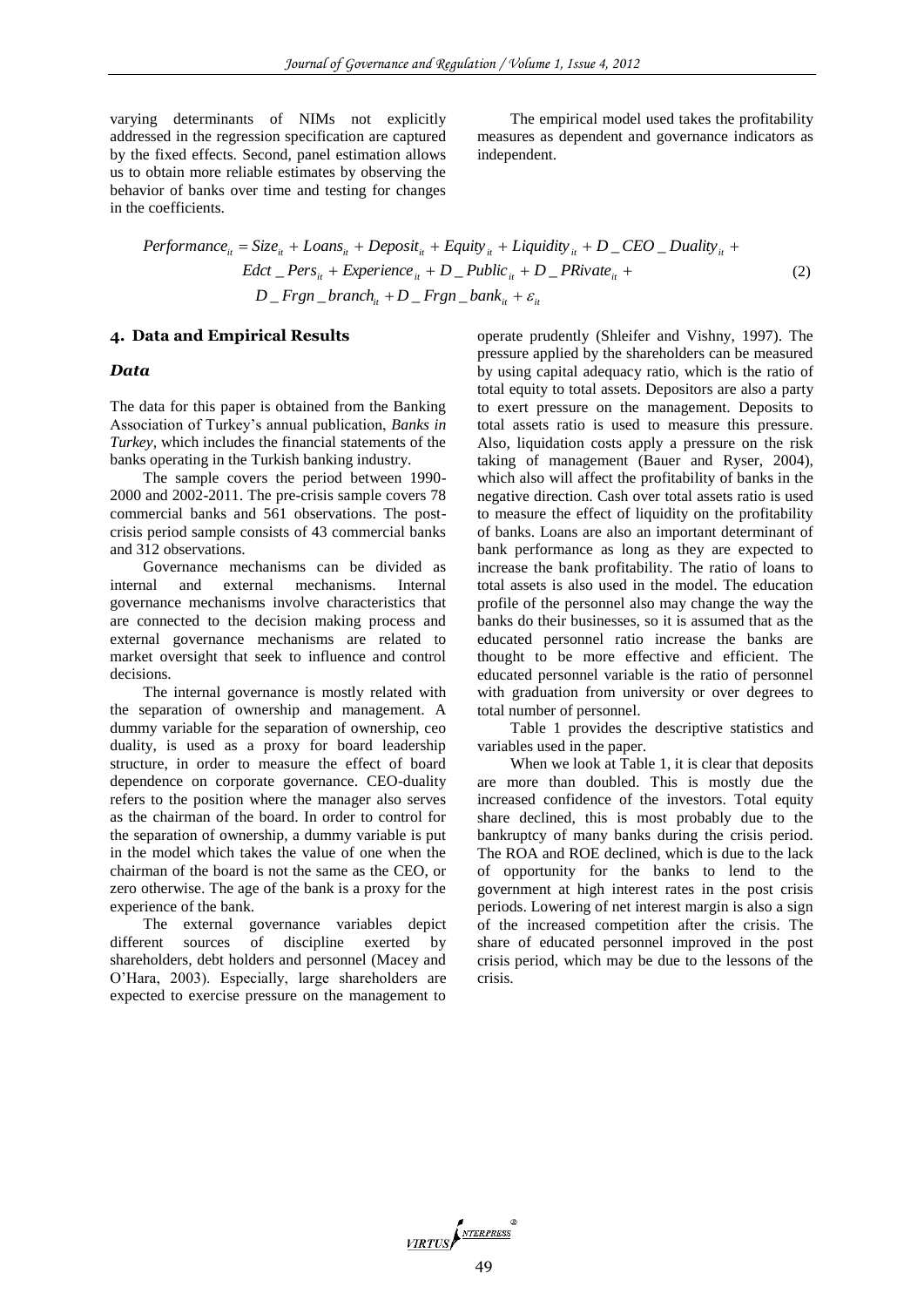varying determinants of NIMs not explicitly addressed in the regression specification are captured by the fixed effects. Second, panel estimation allows us to obtain more reliable estimates by observing the behavior of banks over time and testing for changes in the coefficients.

The empirical model used takes the profitability measures as dependent and governance indicators as independent.

$$
\begin{aligned}
Performance_{it} = {} & Size_{it} + Loans_{it} + Deposit_{it} + Equity_{it} + Liquidity_{it} + D\_CEO\_Duality_{it} + \\
& Edct\_Pers_{it} + Experience_{it} + D\_Public_{it} + D\_PRivate_{it} + \\
& D\_Frgn\_branch_{it} + D\_Frgn\_bank_{it} + \varepsilon_{it}
\end{aligned} \tag{2}
$$

## 4. Data and Empirical Results

### *Data*

The data for this paper is obtained from the Banking Association of Turkey's annual publication, *Banks in Turkey*, which includes the financial statements of the banks operating in the Turkish banking industry.

The sample covers the period between 1990-2000 and 2002-2011. The pre-crisis sample covers 78 commercial banks and 561 observations. The post-crisis period sample consists of 43 commercial banks and 312 observations.

Governance mechanisms can be divided as internal and external mechanisms. Internal governance mechanisms involve characteristics that are connected to the decision making process and external governance mechanisms are related to market oversight that seek to influence and control decisions.

The internal governance is mostly related with the separation of ownership and management. A dummy variable for the separation of ownership, ceo duality, is used as a proxy for board leadership structure, in order to measure the effect of board dependence on corporate governance. CEO-duality refers to the position where the manager also serves as the chairman of the board. In order to control for the separation of ownership, a dummy variable is put in the model which takes the value of one when the chairman of the board is not the same as the CEO, or zero otherwise. The age of the bank is a proxy for the experience of the bank.

The external governance variables depict different sources of discipline exerted by shareholders, debt holders and personnel (Macey and O'Hara, 2003). Especially, large shareholders are expected to exercise pressure on the management to operate prudently (Shleifer and Vishny, 1997). The pressure applied by the shareholders can be measured by using capital adequacy ratio, which is the ratio of total equity to total assets. Depositors are also a party to exert pressure on the management. Deposits to total assets ratio is used to measure this pressure. Also, liquidation costs apply a pressure on the risk taking of management (Bauer and Ryser, 2004), which also will affect the profitability of banks in the negative direction. Cash over total assets ratio is used to measure the effect of liquidity on the profitability of banks. Loans are also an important determinant of bank performance as long as they are expected to increase the bank profitability. The ratio of loans to total assets is also used in the model. The education profile of the personnel also may change the way the banks do their businesses, so it is assumed that as the educated personnel ratio increase the banks are thought to be more effective and efficient. The educated personnel variable is the ratio of personnel with graduation from university or over degrees to total number of personnel.

Table 1 provides the descriptive statistics and variables used in the paper.

When we look at Table 1, it is clear that deposits are more than doubled. This is mostly due the increased confidence of the investors. Total equity share declined, this is most probably due to the bankruptcy of many banks during the crisis period. The ROA and ROE declined, which is due to the lack of opportunity for the banks to lend to the government at high interest rates in the post crisis periods. Lowering of net interest margin is also a sign of the increased competition after the crisis. The share of educated personnel improved in the post crisis period, which may be due to the lessons of the crisis.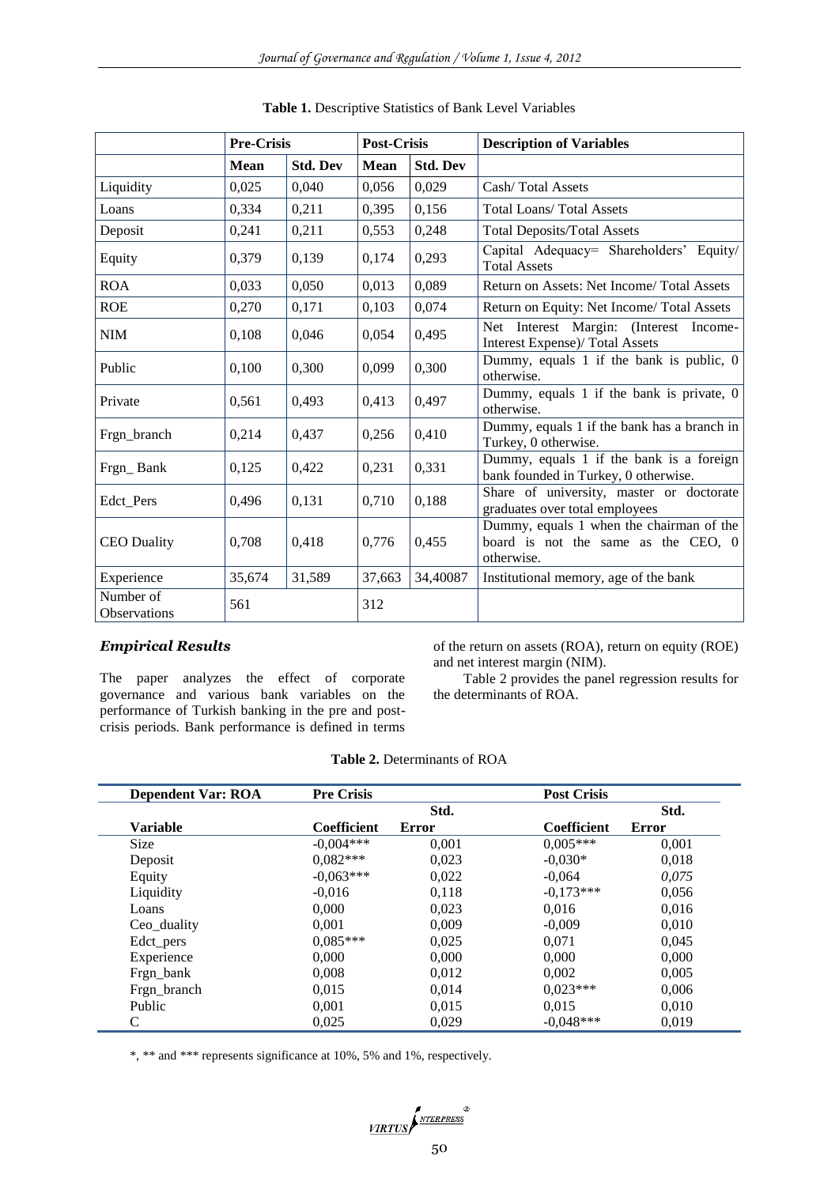**Table 1.** Descriptive Statistics of Bank Level Variables

| | Pre-Crisis | | Post-Crisis | | Description of Variables |
|---|---|---|---|---|---|
| | Mean | Std. Dev | Mean | Std. Dev | |
| Liquidity | 0,025 | 0,040 | 0,056 | 0,029 | Cash/ Total Assets |
| Loans | 0,334 | 0,211 | 0,395 | 0,156 | Total Loans/ Total Assets |
| Deposit | 0,241 | 0,211 | 0,553 | 0,248 | Total Deposits/Total Assets |
| Equity | 0,379 | 0,139 | 0,174 | 0,293 | Capital Adequacy= Shareholders' Equity/ Total Assets |
| ROA | 0,033 | 0,050 | 0,013 | 0,089 | Return on Assets: Net Income/ Total Assets |
| ROE | 0,270 | 0,171 | 0,103 | 0,074 | Return on Equity: Net Income/ Total Assets |
| NIM | 0,108 | 0,046 | 0,054 | 0,495 | Net Interest Margin: (Interest Income-Interest Expense)/ Total Assets |
| Public | 0,100 | 0,300 | 0,099 | 0,300 | Dummy, equals 1 if the bank is public, 0 otherwise. |
| Private | 0,561 | 0,493 | 0,413 | 0,497 | Dummy, equals 1 if the bank is private, 0 otherwise. |
| Frgn_branch | 0,214 | 0,437 | 0,256 | 0,410 | Dummy, equals 1 if the bank has a branch in Turkey, 0 otherwise. |
| Frgn_ Bank | 0,125 | 0,422 | 0,231 | 0,331 | Dummy, equals 1 if the bank is a foreign bank founded in Turkey, 0 otherwise. |
| Edct_Pers | 0,496 | 0,131 | 0,710 | 0,188 | Share of university, master or doctorate graduates over total employees |
| CEO Duality | 0,708 | 0,418 | 0,776 | 0,455 | Dummy, equals 1 when the chairman of the board is not the same as the CEO, 0 otherwise. |
| Experience | 35,674 | 31,589 | 37,663 | 34,40087 | Institutional memory, age of the bank |
| Number of Observations | 561 | | 312 | | |

## *Empirical Results*

The paper analyzes the effect of corporate governance and various bank variables on the performance of Turkish banking in the pre and post-crisis periods. Bank performance is defined in terms of the return on assets (ROA), return on equity (ROE) and net interest margin (NIM).

Table 2 provides the panel regression results for the determinants of ROA.

**Table 2.** Determinants of ROA

| Dependent Var: ROA | Pre Crisis | | Post Crisis | |
|---|---|---|---|---|
| Variable | Coefficient | Std. Error | Coefficient | Std. Error |
| Size | -0,004*** | 0,001 | 0,005*** | 0,001 |
| Deposit | 0,082*** | 0,023 | -0,030* | 0,018 |
| Equity | -0,063*** | 0,022 | -0,064 | *0,075* |
| Liquidity | -0,016 | 0,118 | -0,173*** | 0,056 |
| Loans | 0,000 | 0,023 | 0,016 | 0,016 |
| Ceo_duality | 0,001 | 0,009 | -0,009 | 0,010 |
| Edct_pers | 0,085*** | 0,025 | 0,071 | 0,045 |
| Experience | 0,000 | 0,000 | 0,000 | 0,000 |
| Frgn_bank | 0,008 | 0,012 | 0,002 | 0,005 |
| Frgn_branch | 0,015 | 0,014 | 0,023*** | 0,006 |
| Public | 0,001 | 0,015 | 0,015 | 0,010 |
| C | 0,025 | 0,029 | -0,048*** | 0,019 |

*, ** and *** represents significance at 10%, 5% and 1%, respectively.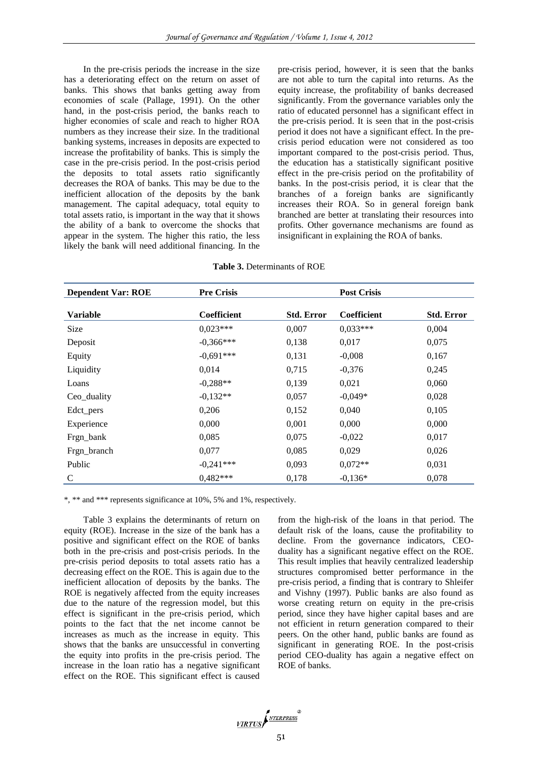In the pre-crisis periods the increase in the size has a deteriorating effect on the return on asset of banks. This shows that banks getting away from economies of scale (Pallage, 1991). On the other hand, in the post-crisis period, the banks reach to higher economies of scale and reach to higher ROA numbers as they increase their size. In the traditional banking systems, increases in deposits are expected to increase the profitability of banks. This is simply the case in the pre-crisis period. In the post-crisis period the deposits to total assets ratio significantly decreases the ROA of banks. This may be due to the inefficient allocation of the deposits by the bank management. The capital adequacy, total equity to total assets ratio, is important in the way that it shows the ability of a bank to overcome the shocks that appear in the system. The higher this ratio, the less likely the bank will need additional financing. In the pre-crisis period, however, it is seen that the banks are not able to turn the capital into returns. As the equity increase, the profitability of banks decreased significantly. From the governance variables only the ratio of educated personnel has a significant effect in the pre-crisis period. It is seen that in the post-crisis period it does not have a significant effect. In the pre-crisis period education were not considered as too important compared to the post-crisis period. Thus, the education has a statistically significant positive effect in the pre-crisis period on the profitability of banks. In the post-crisis period, it is clear that the branches of a foreign banks are significantly increases their ROA. So in general foreign bank branched are better at translating their resources into profits. Other governance mechanisms are found as insignificant in explaining the ROA of banks.

**Table 3.** Determinants of ROE

| Dependent Var: ROE | Pre Crisis | | Post Crisis | |
|---|---|---|---|---|
| **Variable** | **Coefficient** | **Std. Error** | **Coefficient** | **Std. Error** |
| Size | 0,023*** | 0,007 | 0,033*** | 0,004 |
| Deposit | -0,366*** | 0,138 | 0,017 | 0,075 |
| Equity | -0,691*** | 0,131 | -0,008 | 0,167 |
| Liquidity | 0,014 | 0,715 | -0,376 | 0,245 |
| Loans | -0,288** | 0,139 | 0,021 | 0,060 |
| Ceo_duality | -0,132** | 0,057 | -0,049* | 0,028 |
| Edct_pers | 0,206 | 0,152 | 0,040 | 0,105 |
| Experience | 0,000 | 0,001 | 0,000 | 0,000 |
| Frgn_bank | 0,085 | 0,075 | -0,022 | 0,017 |
| Frgn_branch | 0,077 | 0,085 | 0,029 | 0,026 |
| Public | -0,241*** | 0,093 | 0,072** | 0,031 |
| C | 0,482*** | 0,178 | -0,136* | 0,078 |

*, ** and *** represents significance at 10%, 5% and 1%, respectively.

Table 3 explains the determinants of return on equity (ROE). Increase in the size of the bank has a positive and significant effect on the ROE of banks both in the pre-crisis and post-crisis periods. In the pre-crisis period deposits to total assets ratio has a decreasing effect on the ROE. This is again due to the inefficient allocation of deposits by the banks. The ROE is negatively affected from the equity increases due to the nature of the regression model, but this effect is significant in the pre-crisis period, which points to the fact that the net income cannot be increases as much as the increase in equity. This shows that the banks are unsuccessful in converting the equity into profits in the pre-crisis period. The increase in the loan ratio has a negative significant effect on the ROE. This significant effect is caused from the high-risk of the loans in that period. The default risk of the loans, cause the profitability to decline. From the governance indicators, CEO-duality has a significant negative effect on the ROE. This result implies that heavily centralized leadership structures compromised better performance in the pre-crisis period, a finding that is contrary to Shleifer and Vishny (1997). Public banks are also found as worse creating return on equity in the pre-crisis period, since they have higher capital bases and are not efficient in return generation compared to their peers. On the other hand, public banks are found as significant in generating ROE. In the post-crisis period CEO-duality has again a negative effect on ROE of banks.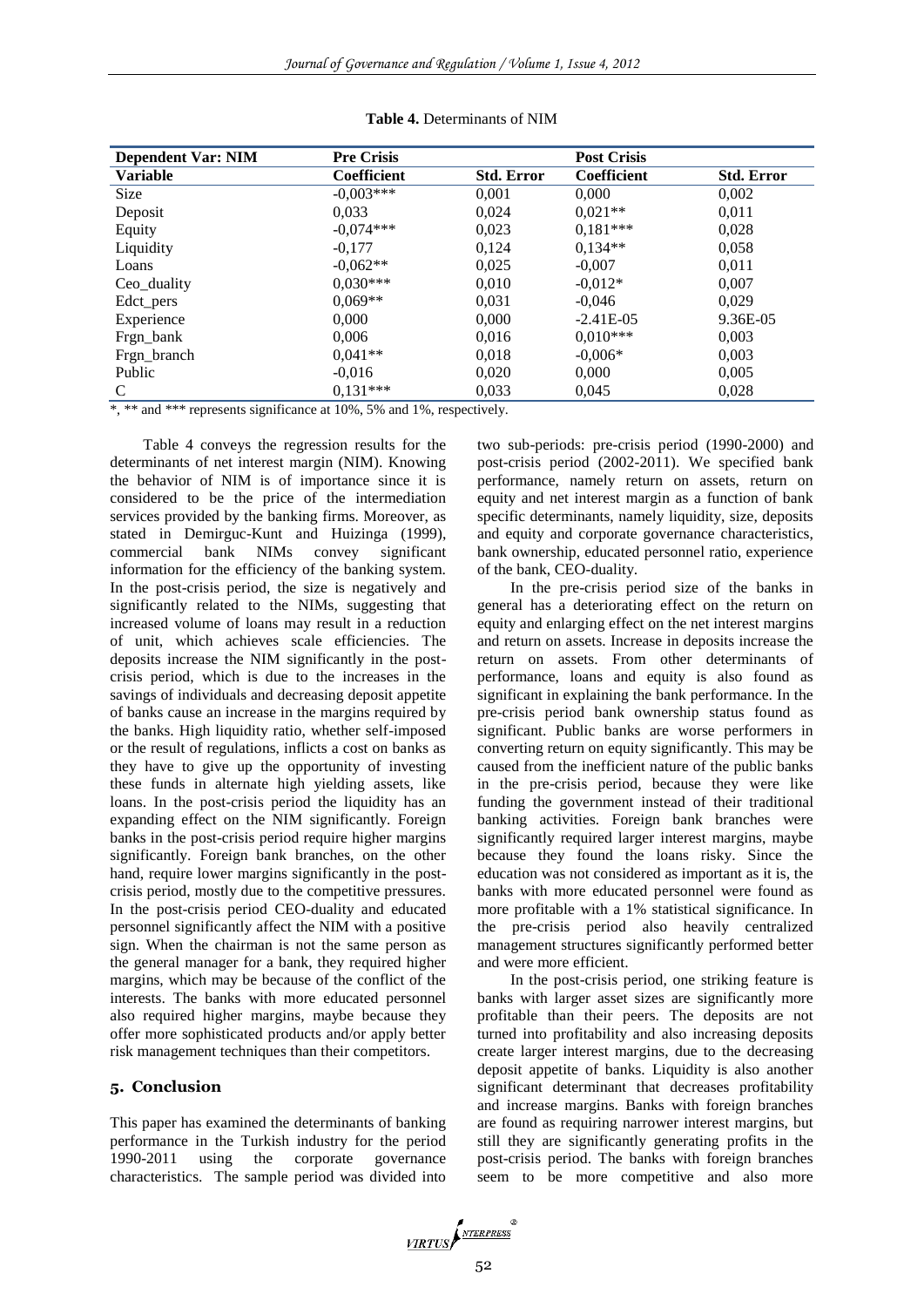**Table 4.** Determinants of NIM

| Dependent Var: NIM | Pre Crisis | | Post Crisis | |
|---|---|---|---|---|
| **Variable** | **Coefficient** | **Std. Error** | **Coefficient** | **Std. Error** |
| Size | -0,003*** | 0,001 | 0,000 | 0,002 |
| Deposit | 0,033 | 0,024 | 0,021** | 0,011 |
| Equity | -0,074*** | 0,023 | 0,181*** | 0,028 |
| Liquidity | -0,177 | 0,124 | 0,134** | 0,058 |
| Loans | -0,062** | 0,025 | -0,007 | 0,011 |
| Ceo_duality | 0,030*** | 0,010 | -0,012* | 0,007 |
| Edct_pers | 0,069** | 0,031 | -0,046 | 0,029 |
| Experience | 0,000 | 0,000 | -2.41E-05 | 9.36E-05 |
| Frgn_bank | 0,006 | 0,016 | 0,010*** | 0,003 |
| Frgn_branch | 0,041** | 0,018 | -0,006* | 0,003 |
| Public | -0,016 | 0,020 | 0,000 | 0,005 |
| C | 0,131*** | 0,033 | 0,045 | 0,028 |

*, ** and *** represents significance at 10%, 5% and 1%, respectively.

Table 4 conveys the regression results for the determinants of net interest margin (NIM). Knowing the behavior of NIM is of importance since it is considered to be the price of the intermediation services provided by the banking firms. Moreover, as stated in Demirguc-Kunt and Huizinga (1999), commercial bank NIMs convey significant information for the efficiency of the banking system. In the post-crisis period, the size is negatively and significantly related to the NIMs, suggesting that increased volume of loans may result in a reduction of unit, which achieves scale efficiencies. The deposits increase the NIM significantly in the post-crisis period, which is due to the increases in the savings of individuals and decreasing deposit appetite of banks cause an increase in the margins required by the banks. High liquidity ratio, whether self-imposed or the result of regulations, inflicts a cost on banks as they have to give up the opportunity of investing these funds in alternate high yielding assets, like loans. In the post-crisis period the liquidity has an expanding effect on the NIM significantly. Foreign banks in the post-crisis period require higher margins significantly. Foreign bank branches, on the other hand, require lower margins significantly in the post-crisis period, mostly due to the competitive pressures. In the post-crisis period CEO-duality and educated personnel significantly affect the NIM with a positive sign. When the chairman is not the same person as the general manager for a bank, they required higher margins, which may be because of the conflict of the interests. The banks with more educated personnel also required higher margins, maybe because they offer more sophisticated products and/or apply better risk management techniques than their competitors.

## 5. Conclusion

This paper has examined the determinants of banking performance in the Turkish industry for the period 1990-2011 using the corporate governance characteristics. The sample period was divided into two sub-periods: pre-crisis period (1990-2000) and post-crisis period (2002-2011). We specified bank performance, namely return on assets, return on equity and net interest margin as a function of bank specific determinants, namely liquidity, size, deposits and equity and corporate governance characteristics, bank ownership, educated personnel ratio, experience of the bank, CEO-duality.

In the pre-crisis period size of the banks in general has a deteriorating effect on the return on equity and enlarging effect on the net interest margins and return on assets. Increase in deposits increase the return on assets. From other determinants of performance, loans and equity is also found as significant in explaining the bank performance. In the pre-crisis period bank ownership status found as significant. Public banks are worse performers in converting return on equity significantly. This may be caused from the inefficient nature of the public banks in the pre-crisis period, because they were like funding the government instead of their traditional banking activities. Foreign bank branches were significantly required larger interest margins, maybe because they found the loans risky. Since the education was not considered as important as it is, the banks with more educated personnel were found as more profitable with a 1% statistical significance. In the pre-crisis period also heavily centralized management structures significantly performed better and were more efficient.

In the post-crisis period, one striking feature is banks with larger asset sizes are significantly more profitable than their peers. The deposits are not turned into profitability and also increasing deposits create larger interest margins, due to the decreasing deposit appetite of banks. Liquidity is also another significant determinant that decreases profitability and increase margins. Banks with foreign branches are found as requiring narrower interest margins, but still they are significantly generating profits in the post-crisis period. The banks with foreign branches seem to be more competitive and also more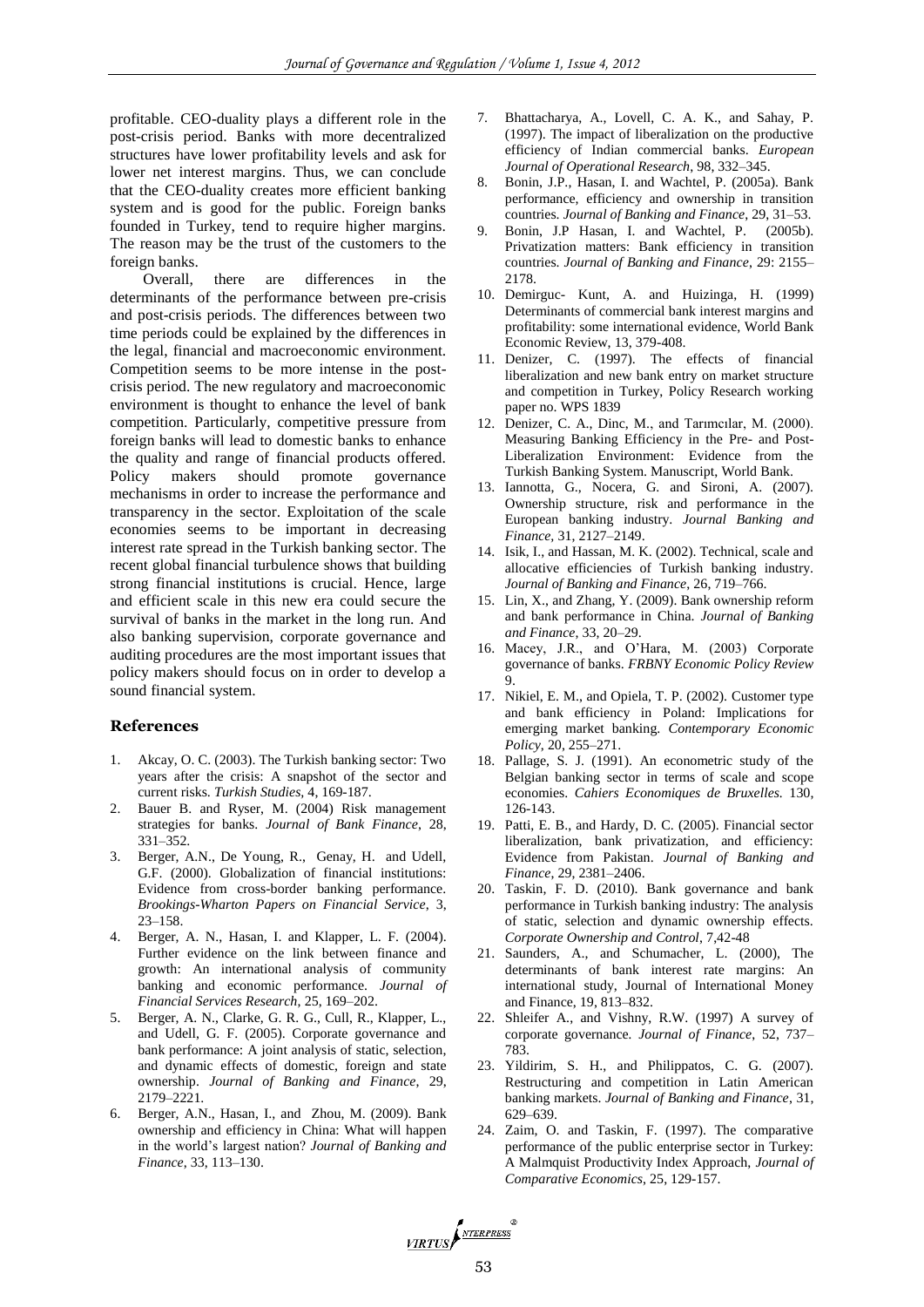profitable. CEO-duality plays a different role in the post-crisis period. Banks with more decentralized structures have lower profitability levels and ask for lower net interest margins. Thus, we can conclude that the CEO-duality creates more efficient banking system and is good for the public. Foreign banks founded in Turkey, tend to require higher margins. The reason may be the trust of the customers to the foreign banks.

Overall, there are differences in the determinants of the performance between pre-crisis and post-crisis periods. The differences between two time periods could be explained by the differences in the legal, financial and macroeconomic environment. Competition seems to be more intense in the post-crisis period. The new regulatory and macroeconomic environment is thought to enhance the level of bank competition. Particularly, competitive pressure from foreign banks will lead to domestic banks to enhance the quality and range of financial products offered. Policy makers should promote governance mechanisms in order to increase the performance and transparency in the sector. Exploitation of the scale economies seems to be important in decreasing interest rate spread in the Turkish banking sector. The recent global financial turbulence shows that building strong financial institutions is crucial. Hence, large and efficient scale in this new era could secure the survival of banks in the market in the long run. And also banking supervision, corporate governance and auditing procedures are the most important issues that policy makers should focus on in order to develop a sound financial system.

## References

1. Akcay, O. C. (2003). The Turkish banking sector: Two years after the crisis: A snapshot of the sector and current risks. *Turkish Studies*, 4, 169-187.
2. Bauer B. and Ryser, M. (2004) Risk management strategies for banks. *Journal of Bank Finance*, 28, 331–352.
3. Berger, A.N., De Young, R., Genay, H. and Udell, G.F. (2000). Globalization of financial institutions: Evidence from cross-border banking performance. *Brookings-Wharton Papers on Financial Service*, 3, 23–158.
4. Berger, A. N., Hasan, I. and Klapper, L. F. (2004). Further evidence on the link between finance and growth: An international analysis of community banking and economic performance. *Journal of Financial Services Research*, 25, 169–202.
5. Berger, A. N., Clarke, G. R. G., Cull, R., Klapper, L., and Udell, G. F. (2005). Corporate governance and bank performance: A joint analysis of static, selection, and dynamic effects of domestic, foreign and state ownership. *Journal of Banking and Finance*, 29, 2179–2221.
6. Berger, A.N., Hasan, I., and Zhou, M. (2009). Bank ownership and efficiency in China: What will happen in the world's largest nation? *Journal of Banking and Finance*, 33, 113–130.
7. Bhattacharya, A., Lovell, C. A. K., and Sahay, P. (1997). The impact of liberalization on the productive efficiency of Indian commercial banks. *European Journal of Operational Research*, 98, 332–345.
8. Bonin, J.P., Hasan, I. and Wachtel, P. (2005a). Bank performance, efficiency and ownership in transition countries. *Journal of Banking and Finance*, 29, 31–53.
9. Bonin, J.P Hasan, I. and Wachtel, P. (2005b). Privatization matters: Bank efficiency in transition countries. *Journal of Banking and Finance*, 29: 2155–2178.
10. Demirguc- Kunt, A. and Huizinga, H. (1999) Determinants of commercial bank interest margins and profitability: some international evidence, World Bank Economic Review, 13, 379-408.
11. Denizer, C. (1997). The effects of financial liberalization and new bank entry on market structure and competition in Turkey, Policy Research working paper no. WPS 1839
12. Denizer, C. A., Dinc, M., and Tarımcılar, M. (2000). Measuring Banking Efficiency in the Pre- and Post-Liberalization Environment: Evidence from the Turkish Banking System. Manuscript, World Bank.
13. Iannotta, G., Nocera, G. and Sironi, A. (2007). Ownership structure, risk and performance in the European banking industry. *Journal Banking and Finance*, 31, 2127–2149.
14. Isik, I., and Hassan, M. K. (2002). Technical, scale and allocative efficiencies of Turkish banking industry. *Journal of Banking and Finance*, 26, 719–766.
15. Lin, X., and Zhang, Y. (2009). Bank ownership reform and bank performance in China. *Journal of Banking and Finance*, 33, 20–29.
16. Macey, J.R., and O'Hara, M. (2003) Corporate governance of banks. *FRBNY Economic Policy Review* 9.
17. Nikiel, E. M., and Opiela, T. P. (2002). Customer type and bank efficiency in Poland: Implications for emerging market banking. *Contemporary Economic Policy*, 20, 255–271.
18. Pallage, S. J. (1991). An econometric study of the Belgian banking sector in terms of scale and scope economies. *Cahiers Economiques de Bruxelles.* 130, 126-143.
19. Patti, E. B., and Hardy, D. C. (2005). Financial sector liberalization, bank privatization, and efficiency: Evidence from Pakistan. *Journal of Banking and Finance*, 29, 2381–2406.
20. Taskin, F. D. (2010). Bank governance and bank performance in Turkish banking industry: The analysis of static, selection and dynamic ownership effects. *Corporate Ownership and Control*, 7,42-48
21. Saunders, A., and Schumacher, L. (2000), The determinants of bank interest rate margins: An international study, Journal of International Money and Finance, 19, 813–832.
22. Shleifer A., and Vishny, R.W. (1997) A survey of corporate governance. *Journal of Finance*, 52, 737–783.
23. Yildirim, S. H., and Philippatos, C. G. (2007). Restructuring and competition in Latin American banking markets. *Journal of Banking and Finance*, 31, 629–639.
24. Zaim, O. and Taskin, F. (1997). The comparative performance of the public enterprise sector in Turkey: A Malmquist Productivity Index Approach, *Journal of Comparative Economics*, 25, 129-157.